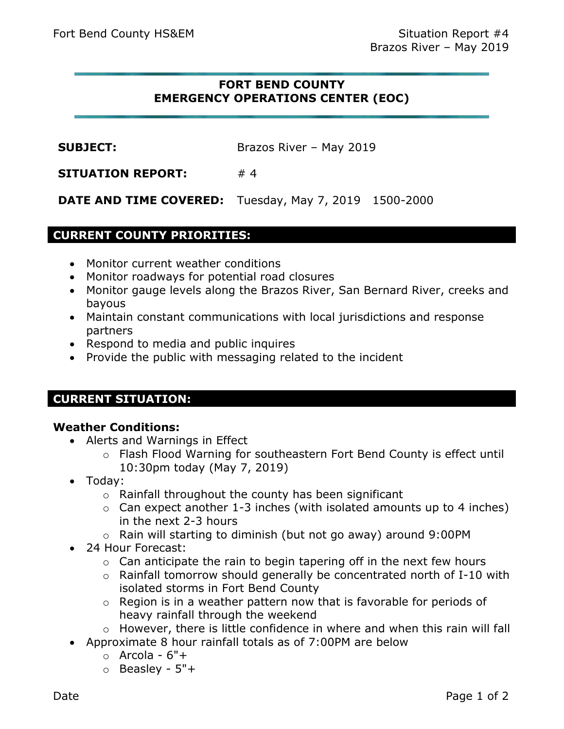# FORT BEND COUNTY
# EMERGENCY OPERATIONS CENTER (EOC)

**SUBJECT:** Brazos River – May 2019

**SITUATION REPORT:** # 4

**DATE AND TIME COVERED:** Tuesday, May 7, 2019 1500-2000

## CURRENT COUNTY PRIORITIES:

- Monitor current weather conditions
- Monitor roadways for potential road closures
- Monitor gauge levels along the Brazos River, San Bernard River, creeks and bayous
- Maintain constant communications with local jurisdictions and response partners
- Respond to media and public inquires
- Provide the public with messaging related to the incident

## CURRENT SITUATION:

### Weather Conditions:

- Alerts and Warnings in Effect
  - Flash Flood Warning for southeastern Fort Bend County is effect until 10:30pm today (May 7, 2019)
- Today:
  - Rainfall throughout the county has been significant
  - Can expect another 1-3 inches (with isolated amounts up to 4 inches) in the next 2-3 hours
  - Rain will starting to diminish (but not go away) around 9:00PM
- 24 Hour Forecast:
  - Can anticipate the rain to begin tapering off in the next few hours
  - Rainfall tomorrow should generally be concentrated north of I-10 with isolated storms in Fort Bend County
  - Region is in a weather pattern now that is favorable for periods of heavy rainfall through the weekend
  - However, there is little confidence in where and when this rain will fall
- Approximate 8 hour rainfall totals as of 7:00PM are below
  - Arcola - 6"+
  - Beasley - 5"+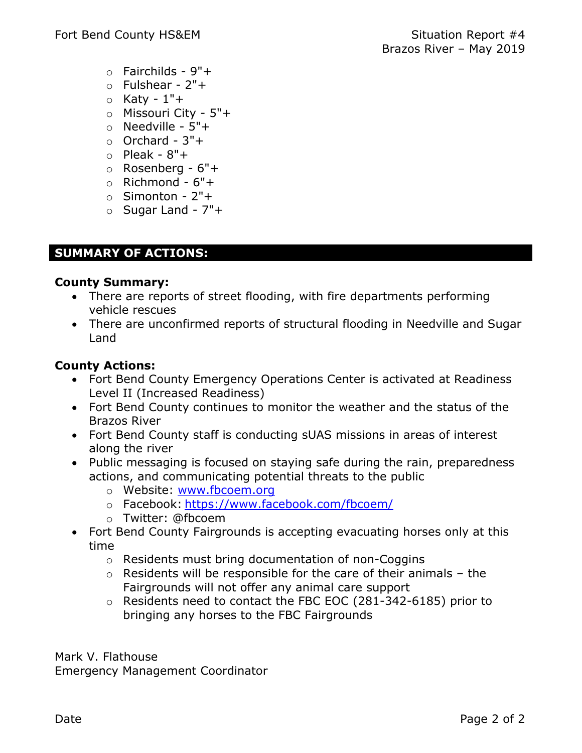- Fairchilds - 9"+
- Fulshear - 2"+
- Katy - 1"+
- Missouri City - 5"+
- Needville - 5"+
- Orchard - 3"+
- Pleak - 8"+
- Rosenberg - 6"+
- Richmond - 6"+
- Simonton - 2"+
- Sugar Land - 7"+

## SUMMARY OF ACTIONS:

**County Summary:**

- There are reports of street flooding, with fire departments performing vehicle rescues
- There are unconfirmed reports of structural flooding in Needville and Sugar Land

**County Actions:**

- Fort Bend County Emergency Operations Center is activated at Readiness Level II (Increased Readiness)
- Fort Bend County continues to monitor the weather and the status of the Brazos River
- Fort Bend County staff is conducting sUAS missions in areas of interest along the river
- Public messaging is focused on staying safe during the rain, preparedness actions, and communicating potential threats to the public
  - Website: [www.fbcoem.org](http://www.fbcoem.org)
  - Facebook: [https://www.facebook.com/fbcoem/](https://www.facebook.com/fbcoem/)
  - Twitter: @fbcoem
- Fort Bend County Fairgrounds is accepting evacuating horses only at this time
  - Residents must bring documentation of non-Coggins
  - Residents will be responsible for the care of their animals – the Fairgrounds will not offer any animal care support
  - Residents need to contact the FBC EOC (281-342-6185) prior to bringing any horses to the FBC Fairgrounds

Mark V. Flathouse
Emergency Management Coordinator

Date